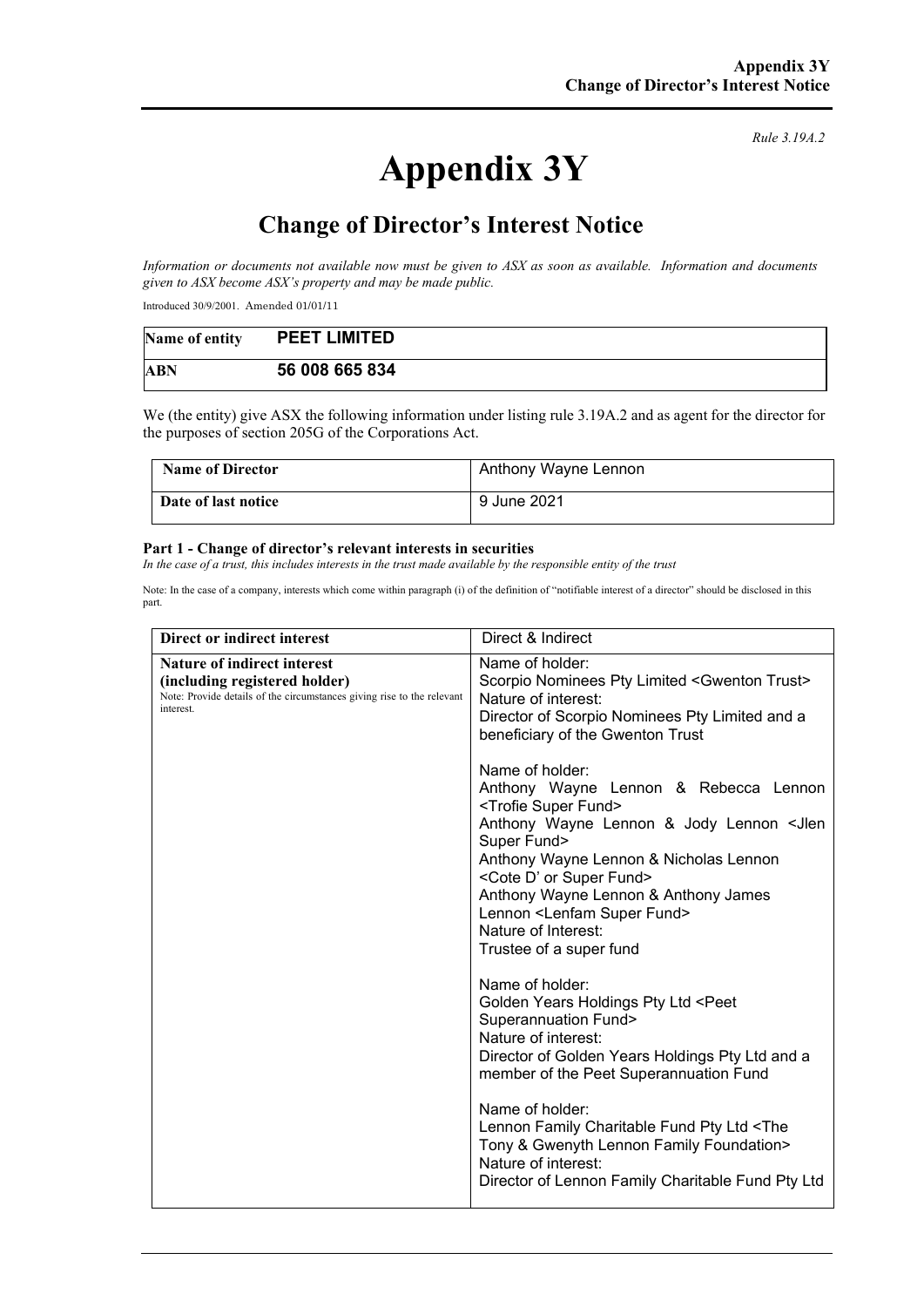*Rule 3.19A.2*

# Appendix 3Y

## Change of Director's Interest Notice

*Information or documents not available now must be given to ASX as soon as available. Information and documents given to ASX become ASX's property and may be made public.*

Introduced 30/9/2001. Amended 01/01/11

| Name of entity | PEET LIMITED |
|---|---|
| ABN | 56 008 665 834 |

We (the entity) give ASX the following information under listing rule 3.19A.2 and as agent for the director for the purposes of section 205G of the Corporations Act.

| Name of Director | Anthony Wayne Lennon |
|---|---|
| Date of last notice | 9 June 2021 |

**Part 1 - Change of director's relevant interests in securities**

*In the case of a trust, this includes interests in the trust made available by the responsible entity of the trust*

Note: In the case of a company, interests which come within paragraph (i) of the definition of "notifiable interest of a director" should be disclosed in this part.

| Direct or indirect interest | Direct & Indirect |
|---|---|
| **Nature of indirect interest (including registered holder)**<br>Note: Provide details of the circumstances giving rise to the relevant interest. | Name of holder:<br>Scorpio Nominees Pty Limited <Gwenton Trust><br>Nature of interest:<br>Director of Scorpio Nominees Pty Limited and a beneficiary of the Gwenton Trust<br><br>Name of holder:<br>Anthony Wayne Lennon & Rebecca Lennon <Trofie Super Fund><br>Anthony Wayne Lennon & Jody Lennon <Jlen Super Fund><br>Anthony Wayne Lennon & Nicholas Lennon <Cote D' or Super Fund><br>Anthony Wayne Lennon & Anthony James Lennon <Lenfam Super Fund><br>Nature of Interest:<br>Trustee of a super fund<br><br>Name of holder:<br>Golden Years Holdings Pty Ltd <Peet Superannuation Fund><br>Nature of interest:<br>Director of Golden Years Holdings Pty Ltd and a member of the Peet Superannuation Fund<br><br>Name of holder:<br>Lennon Family Charitable Fund Pty Ltd <The Tony & Gwenyth Lennon Family Foundation><br>Nature of interest:<br>Director of Lennon Family Charitable Fund Pty Ltd |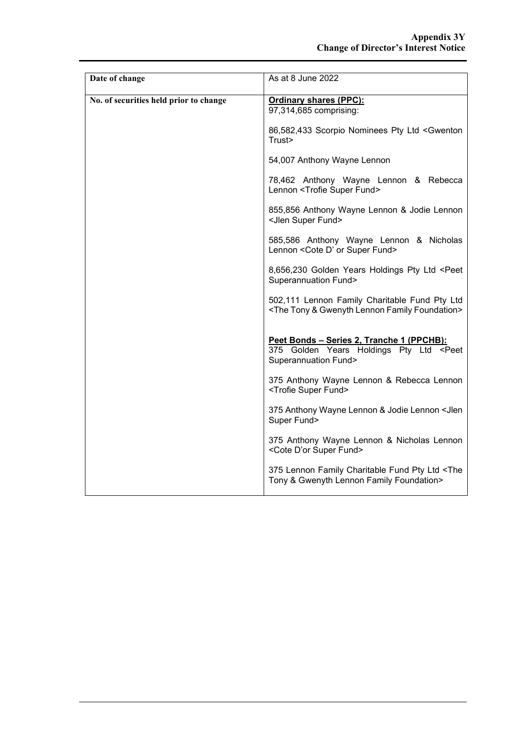| Date of change | As at 8 June 2022 |
|---|---|
| No. of securities held prior to change | **Ordinary shares (PPC):**<br>97,314,685 comprising:<br><br>86,582,433 Scorpio Nominees Pty Ltd <Gwenton Trust><br><br>54,007 Anthony Wayne Lennon<br><br>78,462 Anthony Wayne Lennon & Rebecca Lennon <Trofie Super Fund><br><br>855,856 Anthony Wayne Lennon & Jodie Lennon <Jlen Super Fund><br><br>585,586 Anthony Wayne Lennon & Nicholas Lennon <Cote D' or Super Fund><br><br>8,656,230 Golden Years Holdings Pty Ltd <Peet Superannuation Fund><br><br>502,111 Lennon Family Charitable Fund Pty Ltd <The Tony & Gwenyth Lennon Family Foundation><br><br>**Peet Bonds – Series 2, Tranche 1 (PPCHB):**<br>375 Golden Years Holdings Pty Ltd <Peet Superannuation Fund><br><br>375 Anthony Wayne Lennon & Rebecca Lennon <Trofie Super Fund><br><br>375 Anthony Wayne Lennon & Jodie Lennon <Jlen Super Fund><br><br>375 Anthony Wayne Lennon & Nicholas Lennon <Cote D'or Super Fund><br><br>375 Lennon Family Charitable Fund Pty Ltd <The Tony & Gwenyth Lennon Family Foundation> |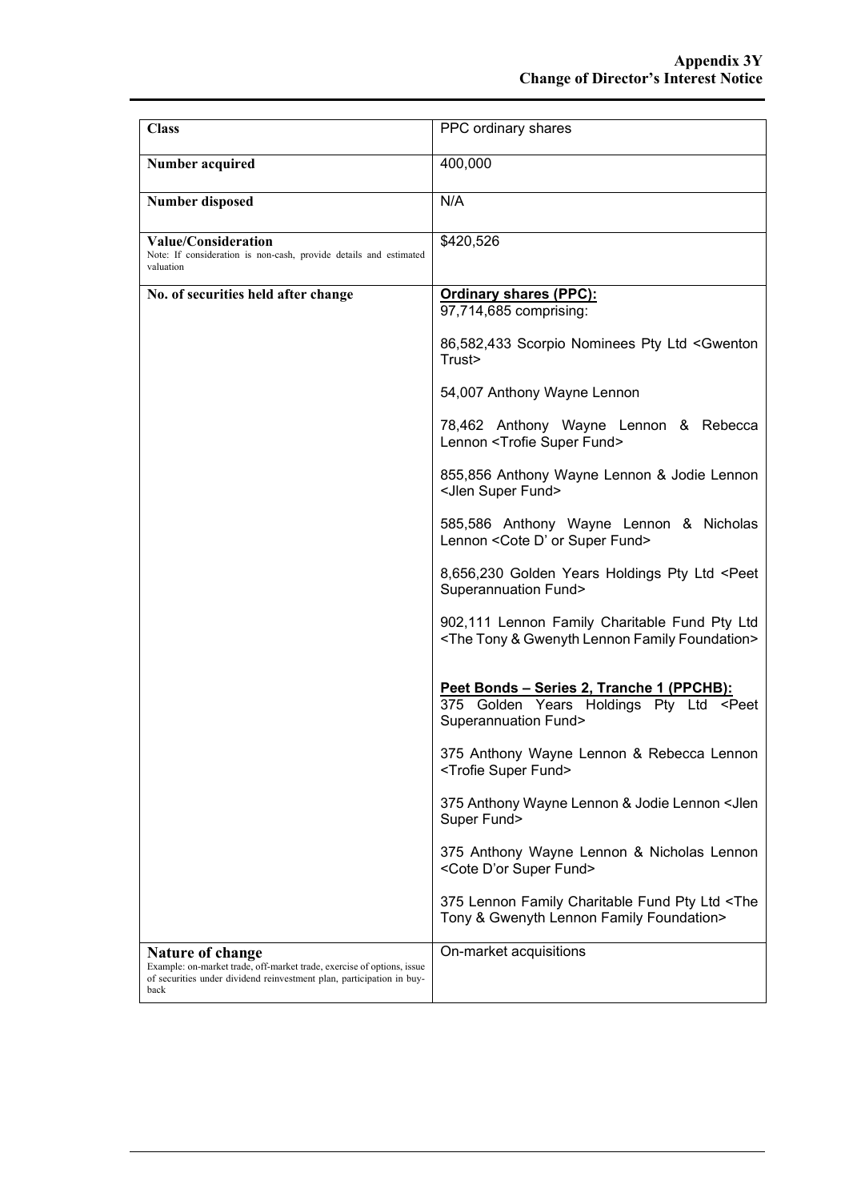| Class | PPC ordinary shares |
|---|---|
| **Number acquired** | 400,000 |
| **Number disposed** | N/A |
| **Value/Consideration**<br>Note: If consideration is non-cash, provide details and estimated valuation | $420,526 |
| **No. of securities held after change** | **Ordinary shares (PPC):**<br>97,714,685 comprising:<br><br>86,582,433 Scorpio Nominees Pty Ltd <Gwenton Trust><br><br>54,007 Anthony Wayne Lennon<br><br>78,462 Anthony Wayne Lennon & Rebecca Lennon <Trofie Super Fund><br><br>855,856 Anthony Wayne Lennon & Jodie Lennon <Jlen Super Fund><br><br>585,586 Anthony Wayne Lennon & Nicholas Lennon <Cote D' or Super Fund><br><br>8,656,230 Golden Years Holdings Pty Ltd <Peet Superannuation Fund><br><br>902,111 Lennon Family Charitable Fund Pty Ltd <The Tony & Gwenyth Lennon Family Foundation><br><br>**Peet Bonds – Series 2, Tranche 1 (PPCHB):**<br>375 Golden Years Holdings Pty Ltd <Peet Superannuation Fund><br><br>375 Anthony Wayne Lennon & Rebecca Lennon <Trofie Super Fund><br><br>375 Anthony Wayne Lennon & Jodie Lennon <Jlen Super Fund><br><br>375 Anthony Wayne Lennon & Nicholas Lennon <Cote D'or Super Fund><br><br>375 Lennon Family Charitable Fund Pty Ltd <The Tony & Gwenyth Lennon Family Foundation> |
| **Nature of change**<br>Example: on-market trade, off-market trade, exercise of options, issue of securities under dividend reinvestment plan, participation in buy-back | On-market acquisitions |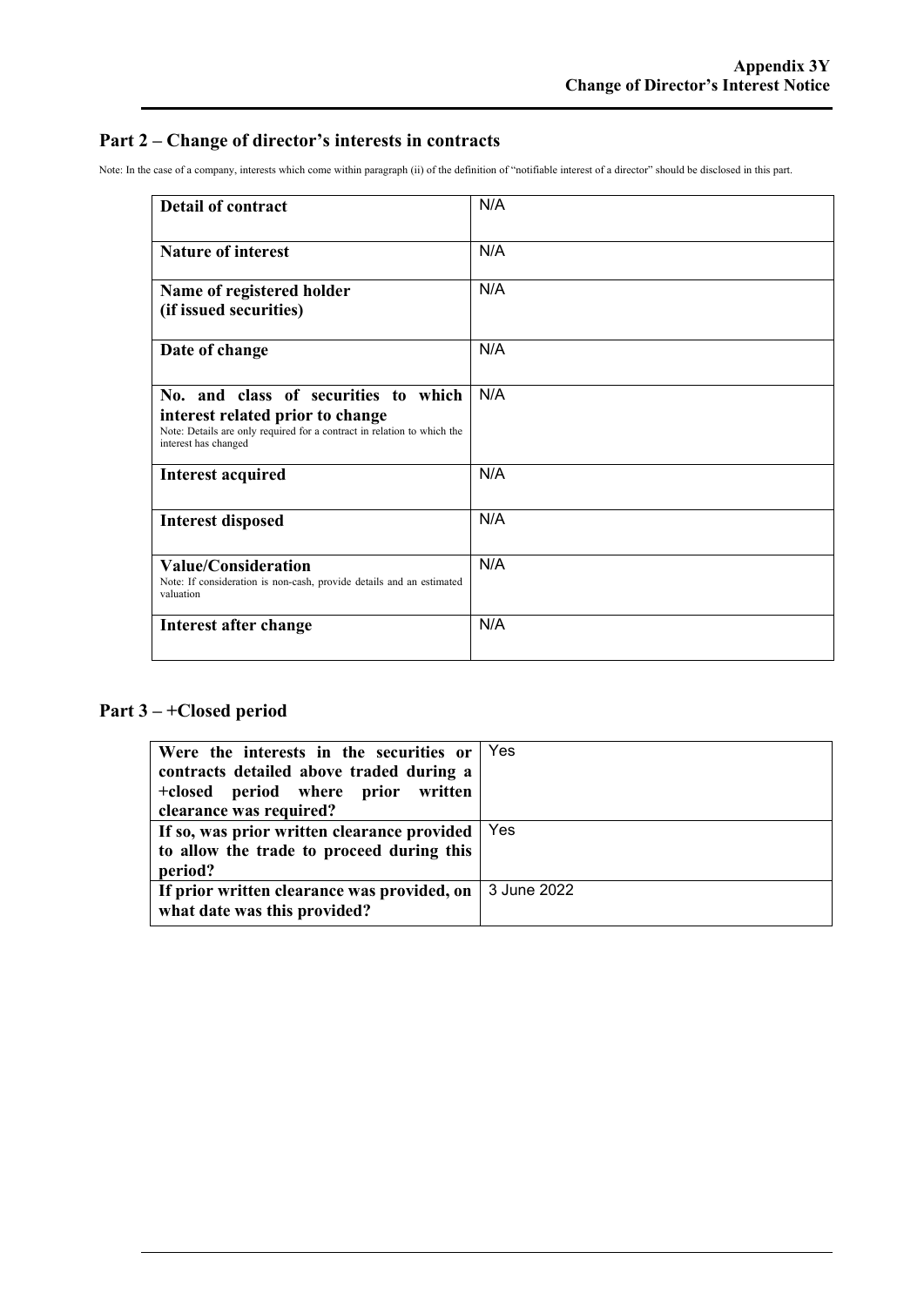## Part 2 – Change of director's interests in contracts

Note: In the case of a company, interests which come within paragraph (ii) of the definition of "notifiable interest of a director" should be disclosed in this part.

| | |
|---|---|
| **Detail of contract** | N/A |
| **Nature of interest** | N/A |
| **Name of registered holder (if issued securities)** | N/A |
| **Date of change** | N/A |
| **No. and class of securities to which interest related prior to change** Note: Details are only required for a contract in relation to which the interest has changed | N/A |
| **Interest acquired** | N/A |
| **Interest disposed** | N/A |
| **Value/Consideration** Note: If consideration is non-cash, provide details and an estimated valuation | N/A |
| **Interest after change** | N/A |

## Part 3 – +Closed period

| | |
|---|---|
| **Were the interests in the securities or contracts detailed above traded during a +closed period where prior written clearance was required?** | Yes |
| **If so, was prior written clearance provided to allow the trade to proceed during this period?** | Yes |
| **If prior written clearance was provided, on what date was this provided?** | 3 June 2022 |